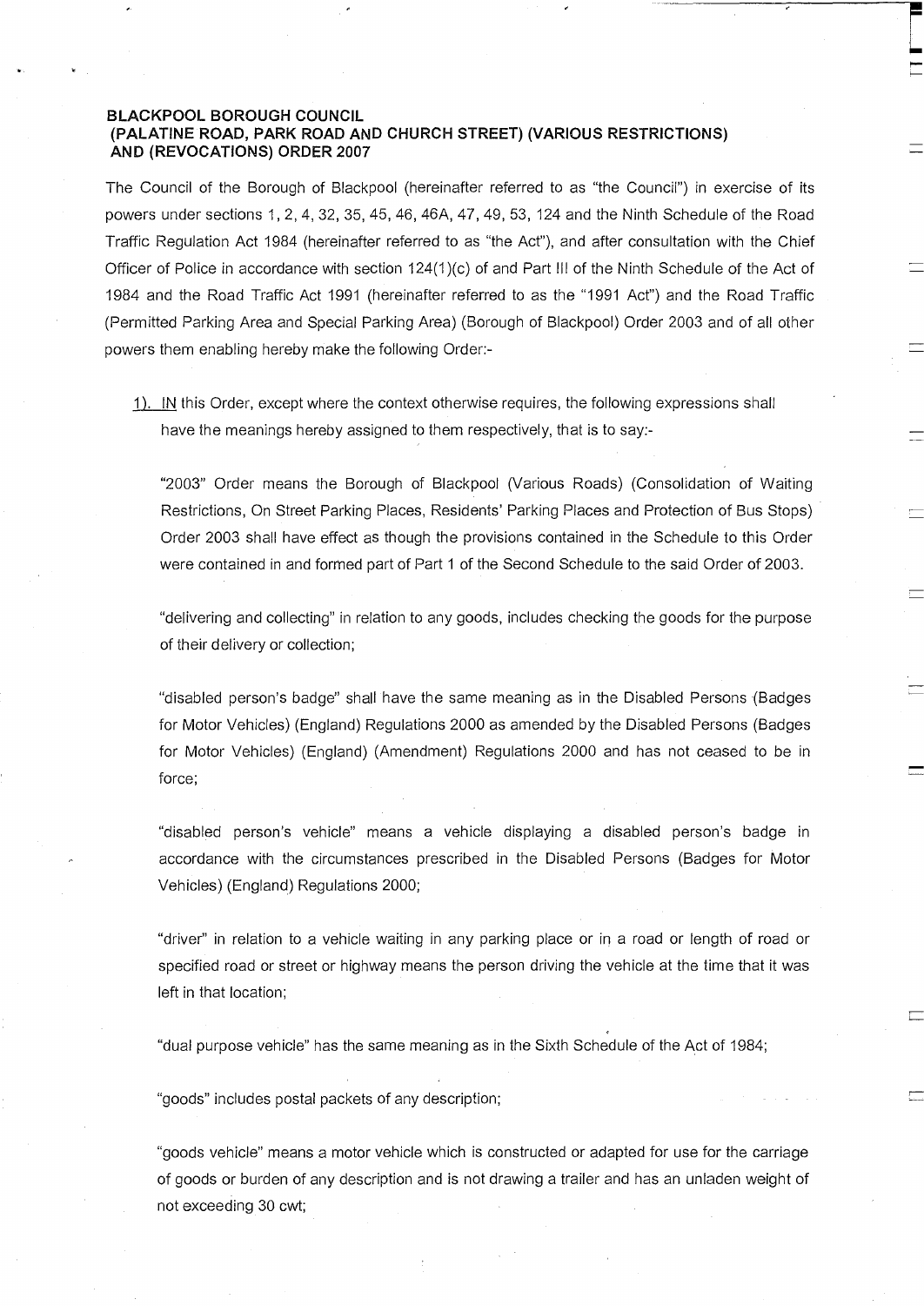**BLACKPOOL BOROUGH COUNCIL**
**(PALATINE ROAD, PARK ROAD AND CHURCH STREET) (VARIOUS RESTRICTIONS) AND (REVOCATIONS) ORDER 2007**

The Council of the Borough of Blackpool (hereinafter referred to as "the Council") in exercise of its powers under sections 1, 2, 4, 32, 35, 45, 46, 46A, 47, 49, 53, 124 and the Ninth Schedule of the Road Traffic Regulation Act 1984 (hereinafter referred to as "the Act"), and after consultation with the Chief Officer of Police in accordance with section 124(1)(c) of and Part III of the Ninth Schedule of the Act of 1984 and the Road Traffic Act 1991 (hereinafter referred to as the "1991 Act") and the Road Traffic (Permitted Parking Area and Special Parking Area) (Borough of Blackpool) Order 2003 and of all other powers them enabling hereby make the following Order:-

1). IN this Order, except where the context otherwise requires, the following expressions shall have the meanings hereby assigned to them respectively, that is to say:-

"2003" Order means the Borough of Blackpool (Various Roads) (Consolidation of Waiting Restrictions, On Street Parking Places, Residents' Parking Places and Protection of Bus Stops) Order 2003 shall have effect as though the provisions contained in the Schedule to this Order were contained in and formed part of Part 1 of the Second Schedule to the said Order of 2003.

"delivering and collecting" in relation to any goods, includes checking the goods for the purpose of their delivery or collection;

"disabled person's badge" shall have the same meaning as in the Disabled Persons (Badges for Motor Vehicles) (England) Regulations 2000 as amended by the Disabled Persons (Badges for Motor Vehicles) (England) (Amendment) Regulations 2000 and has not ceased to be in force;

"disabled person's vehicle" means a vehicle displaying a disabled person's badge in accordance with the circumstances prescribed in the Disabled Persons (Badges for Motor Vehicles) (England) Regulations 2000;

"driver" in relation to a vehicle waiting in any parking place or in a road or length of road or specified road or street or highway means the person driving the vehicle at the time that it was left in that location;

"dual purpose vehicle" has the same meaning as in the Sixth Schedule of the Act of 1984;

"goods" includes postal packets of any description;

"goods vehicle" means a motor vehicle which is constructed or adapted for use for the carriage of goods or burden of any description and is not drawing a trailer and has an unladen weight of not exceeding 30 cwt;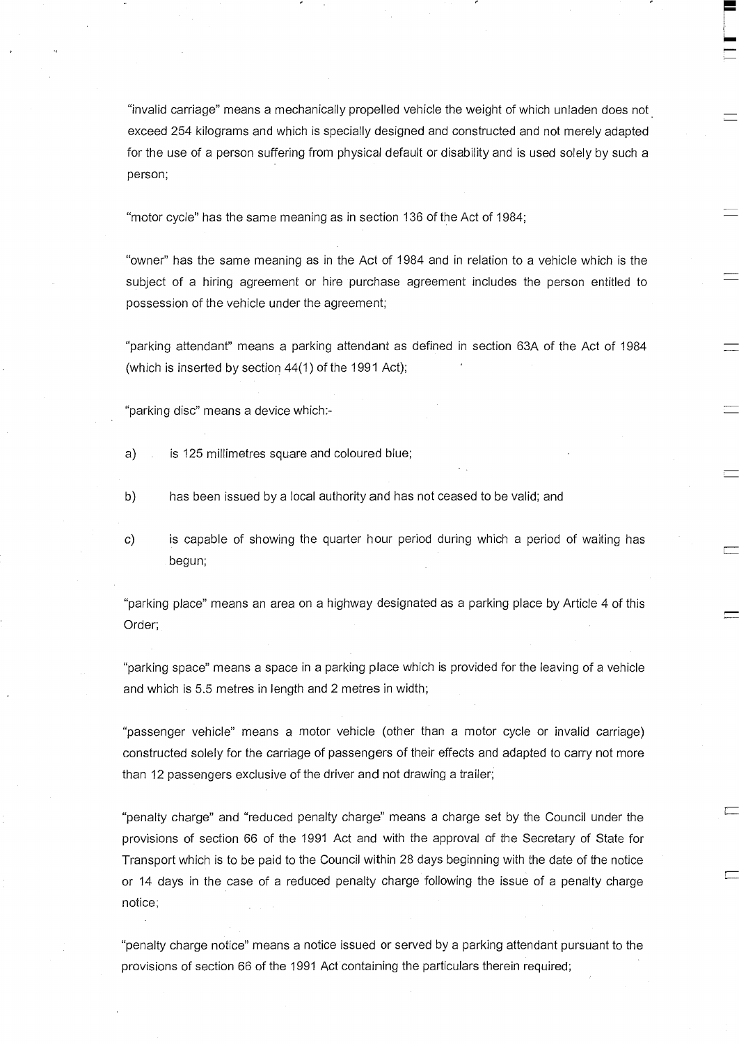"invalid carriage" means a mechanically propelled vehicle the weight of which unladen does not exceed 254 kilograms and which is specially designed and constructed and not merely adapted for the use of a person suffering from physical default or disability and is used solely by such a person;

"motor cycle" has the same meaning as in section 136 of the Act of 1984;

"owner" has the same meaning as in the Act of 1984 and in relation to a vehicle which is the subject of a hiring agreement or hire purchase agreement includes the person entitled to possession of the vehicle under the agreement;

"parking attendant" means a parking attendant as defined in section 63A of the Act of 1984 (which is inserted by section 44(1) of the 1991 Act);

"parking disc" means a device which:-

a) is 125 millimetres square and coloured blue;

b) has been issued by a local authority and has not ceased to be valid; and

c) is capable of showing the quarter hour period during which a period of waiting has begun;

"parking place" means an area on a highway designated as a parking place by Article 4 of this Order;

"parking space" means a space in a parking place which is provided for the leaving of a vehicle and which is 5.5 metres in length and 2 metres in width;

"passenger vehicle" means a motor vehicle (other than a motor cycle or invalid carriage) constructed solely for the carriage of passengers of their effects and adapted to carry not more than 12 passengers exclusive of the driver and not drawing a trailer;

"penalty charge" and "reduced penalty charge" means a charge set by the Council under the provisions of section 66 of the 1991 Act and with the approval of the Secretary of State for Transport which is to be paid to the Council within 28 days beginning with the date of the notice or 14 days in the case of a reduced penalty charge following the issue of a penalty charge notice;

"penalty charge notice" means a notice issued or served by a parking attendant pursuant to the provisions of section 66 of the 1991 Act containing the particulars therein required;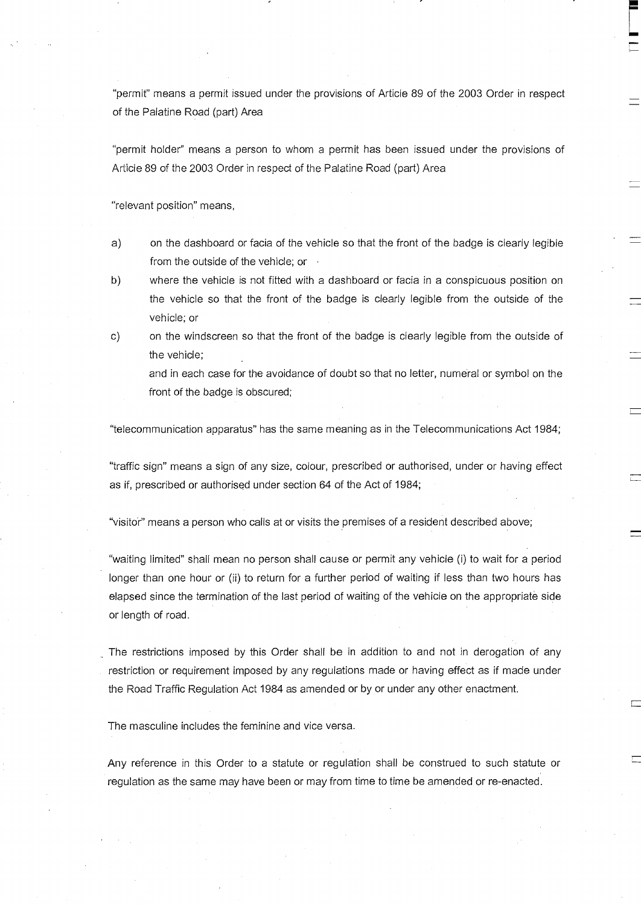"permit" means a permit issued under the provisions of Article 89 of the 2003 Order in respect of the Palatine Road (part) Area

"permit holder" means a person to whom a permit has been issued under the provisions of Article 89 of the 2003 Order in respect of the Palatine Road (part) Area

"relevant position" means,

a) on the dashboard or facia of the vehicle so that the front of the badge is clearly legible from the outside of the vehicle; or

b) where the vehicle is not fitted with a dashboard or facia in a conspicuous position on the vehicle so that the front of the badge is clearly legible from the outside of the vehicle; or

c) on the windscreen so that the front of the badge is clearly legible from the outside of the vehicle;

   and in each case for the avoidance of doubt so that no letter, numeral or symbol on the front of the badge is obscured;

"telecommunication apparatus" has the same meaning as in the Telecommunications Act 1984;

"traffic sign" means a sign of any size, colour, prescribed or authorised, under or having effect as if, prescribed or authorised under section 64 of the Act of 1984;

"visitor" means a person who calls at or visits the premises of a resident described above;

"waiting limited" shall mean no person shall cause or permit any vehicle (i) to wait for a period longer than one hour or (ii) to return for a further period of waiting if less than two hours has elapsed since the termination of the last period of waiting of the vehicle on the appropriate side or length of road.

The restrictions imposed by this Order shall be in addition to and not in derogation of any restriction or requirement imposed by any regulations made or having effect as if made under the Road Traffic Regulation Act 1984 as amended or by or under any other enactment.

The masculine includes the feminine and vice versa.

Any reference in this Order to a statute or regulation shall be construed to such statute or regulation as the same may have been or may from time to time be amended or re-enacted.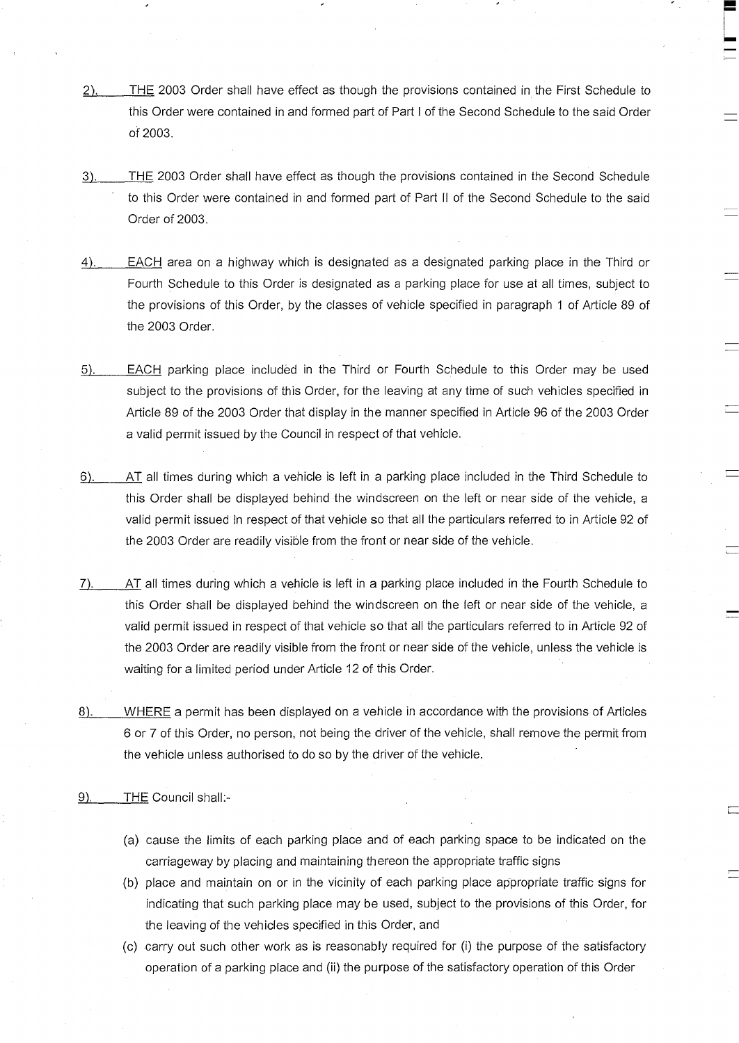2). THE 2003 Order shall have effect as though the provisions contained in the First Schedule to this Order were contained in and formed part of Part I of the Second Schedule to the said Order of 2003.

3). THE 2003 Order shall have effect as though the provisions contained in the Second Schedule to this Order were contained in and formed part of Part II of the Second Schedule to the said Order of 2003.

4). EACH area on a highway which is designated as a designated parking place in the Third or Fourth Schedule to this Order is designated as a parking place for use at all times, subject to the provisions of this Order, by the classes of vehicle specified in paragraph 1 of Article 89 of the 2003 Order.

5). EACH parking place included in the Third or Fourth Schedule to this Order may be used subject to the provisions of this Order, for the leaving at any time of such vehicles specified in Article 89 of the 2003 Order that display in the manner specified in Article 96 of the 2003 Order a valid permit issued by the Council in respect of that vehicle.

6). AT all times during which a vehicle is left in a parking place included in the Third Schedule to this Order shall be displayed behind the windscreen on the left or near side of the vehicle, a valid permit issued in respect of that vehicle so that all the particulars referred to in Article 92 of the 2003 Order are readily visible from the front or near side of the vehicle.

7). AT all times during which a vehicle is left in a parking place included in the Fourth Schedule to this Order shall be displayed behind the windscreen on the left or near side of the vehicle, a valid permit issued in respect of that vehicle so that all the particulars referred to in Article 92 of the 2003 Order are readily visible from the front or near side of the vehicle, unless the vehicle is waiting for a limited period under Article 12 of this Order.

8). WHERE a permit has been displayed on a vehicle in accordance with the provisions of Articles 6 or 7 of this Order, no person, not being the driver of the vehicle, shall remove the permit from the vehicle unless authorised to do so by the driver of the vehicle.

9). THE Council shall:-

(a) cause the limits of each parking place and of each parking space to be indicated on the carriageway by placing and maintaining thereon the appropriate traffic signs

(b) place and maintain on or in the vicinity of each parking place appropriate traffic signs for indicating that such parking place may be used, subject to the provisions of this Order, for the leaving of the vehicles specified in this Order, and

(c) carry out such other work as is reasonably required for (i) the purpose of the satisfactory operation of a parking place and (ii) the purpose of the satisfactory operation of this Order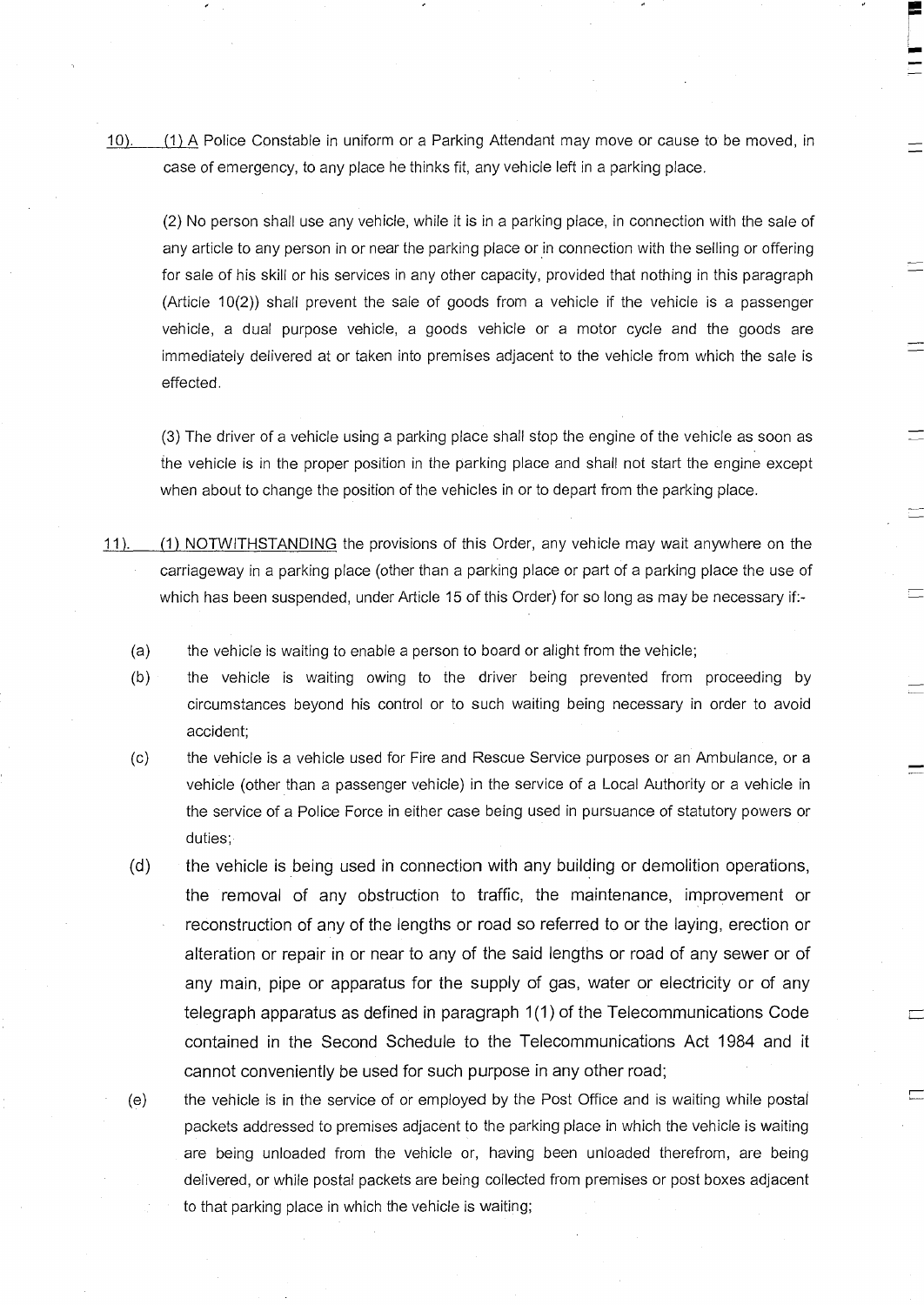10). (1) A Police Constable in uniform or a Parking Attendant may move or cause to be moved, in case of emergency, to any place he thinks fit, any vehicle left in a parking place.

(2) No person shall use any vehicle, while it is in a parking place, in connection with the sale of any article to any person in or near the parking place or in connection with the selling or offering for sale of his skill or his services in any other capacity, provided that nothing in this paragraph (Article 10(2)) shall prevent the sale of goods from a vehicle if the vehicle is a passenger vehicle, a dual purpose vehicle, a goods vehicle or a motor cycle and the goods are immediately delivered at or taken into premises adjacent to the vehicle from which the sale is effected.

(3) The driver of a vehicle using a parking place shall stop the engine of the vehicle as soon as the vehicle is in the proper position in the parking place and shall not start the engine except when about to change the position of the vehicles in or to depart from the parking place.

11). (1) NOTWITHSTANDING the provisions of this Order, any vehicle may wait anywhere on the carriageway in a parking place (other than a parking place or part of a parking place the use of which has been suspended, under Article 15 of this Order) for so long as may be necessary if:-

(a) the vehicle is waiting to enable a person to board or alight from the vehicle;

(b) the vehicle is waiting owing to the driver being prevented from proceeding by circumstances beyond his control or to such waiting being necessary in order to avoid accident;

(c) the vehicle is a vehicle used for Fire and Rescue Service purposes or an Ambulance, or a vehicle (other than a passenger vehicle) in the service of a Local Authority or a vehicle in the service of a Police Force in either case being used in pursuance of statutory powers or duties;

(d) the vehicle is being used in connection with any building or demolition operations, the removal of any obstruction to traffic, the maintenance, improvement or reconstruction of any of the lengths or road so referred to or the laying, erection or alteration or repair in or near to any of the said lengths or road of any sewer or of any main, pipe or apparatus for the supply of gas, water or electricity or of any telegraph apparatus as defined in paragraph 1(1) of the Telecommunications Code contained in the Second Schedule to the Telecommunications Act 1984 and it cannot conveniently be used for such purpose in any other road;

(e) the vehicle is in the service of or employed by the Post Office and is waiting while postal packets addressed to premises adjacent to the parking place in which the vehicle is waiting are being unloaded from the vehicle or, having been unloaded therefrom, are being delivered, or while postal packets are being collected from premises or post boxes adjacent to that parking place in which the vehicle is waiting;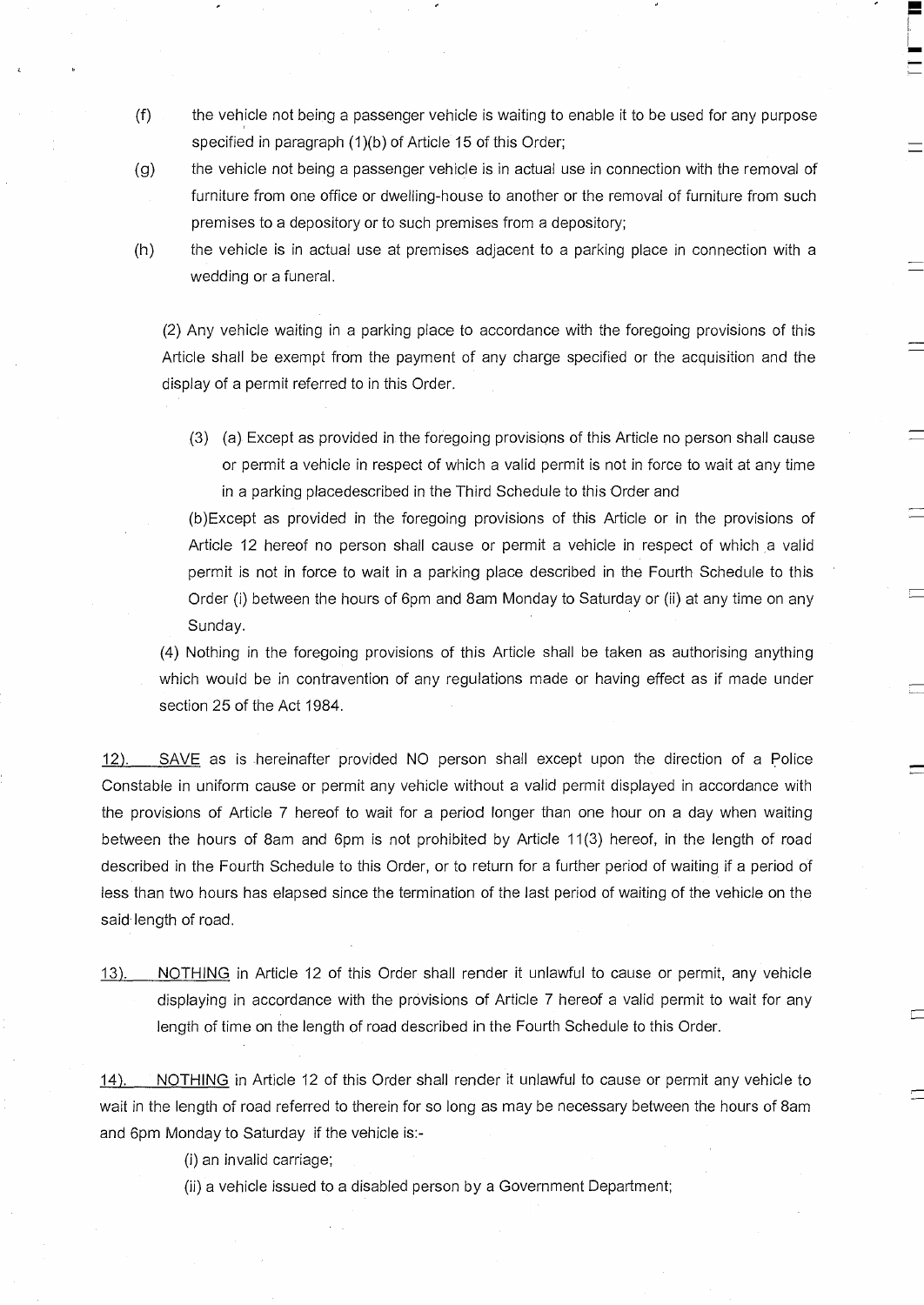(f) the vehicle not being a passenger vehicle is waiting to enable it to be used for any purpose specified in paragraph (1)(b) of Article 15 of this Order;

(g) the vehicle not being a passenger vehicle is in actual use in connection with the removal of furniture from one office or dwelling-house to another or the removal of furniture from such premises to a depository or to such premises from a depository;

(h) the vehicle is in actual use at premises adjacent to a parking place in connection with a wedding or a funeral.

(2) Any vehicle waiting in a parking place to accordance with the foregoing provisions of this Article shall be exempt from the payment of any charge specified or the acquisition and the display of a permit referred to in this Order.

(3) (a) Except as provided in the foregoing provisions of this Article no person shall cause or permit a vehicle in respect of which a valid permit is not in force to wait at any time in a parking placedescribed in the Third Schedule to this Order and

(b)Except as provided in the foregoing provisions of this Article or in the provisions of Article 12 hereof no person shall cause or permit a vehicle in respect of which a valid permit is not in force to wait in a parking place described in the Fourth Schedule to this Order (i) between the hours of 6pm and 8am Monday to Saturday or (ii) at any time on any Sunday.

(4) Nothing in the foregoing provisions of this Article shall be taken as authorising anything which would be in contravention of any regulations made or having effect as if made under section 25 of the Act 1984.

12). SAVE as is hereinafter provided NO person shall except upon the direction of a Police Constable in uniform cause or permit any vehicle without a valid permit displayed in accordance with the provisions of Article 7 hereof to wait for a period longer than one hour on a day when waiting between the hours of 8am and 6pm is not prohibited by Article 11(3) hereof, in the length of road described in the Fourth Schedule to this Order, or to return for a further period of waiting if a period of less than two hours has elapsed since the termination of the last period of waiting of the vehicle on the said length of road.

13). NOTHING in Article 12 of this Order shall render it unlawful to cause or permit, any vehicle displaying in accordance with the provisions of Article 7 hereof a valid permit to wait for any length of time on the length of road described in the Fourth Schedule to this Order.

14). NOTHING in Article 12 of this Order shall render it unlawful to cause or permit any vehicle to wait in the length of road referred to therein for so long as may be necessary between the hours of 8am and 6pm Monday to Saturday if the vehicle is:-

(i) an invalid carriage;

(ii) a vehicle issued to a disabled person by a Government Department;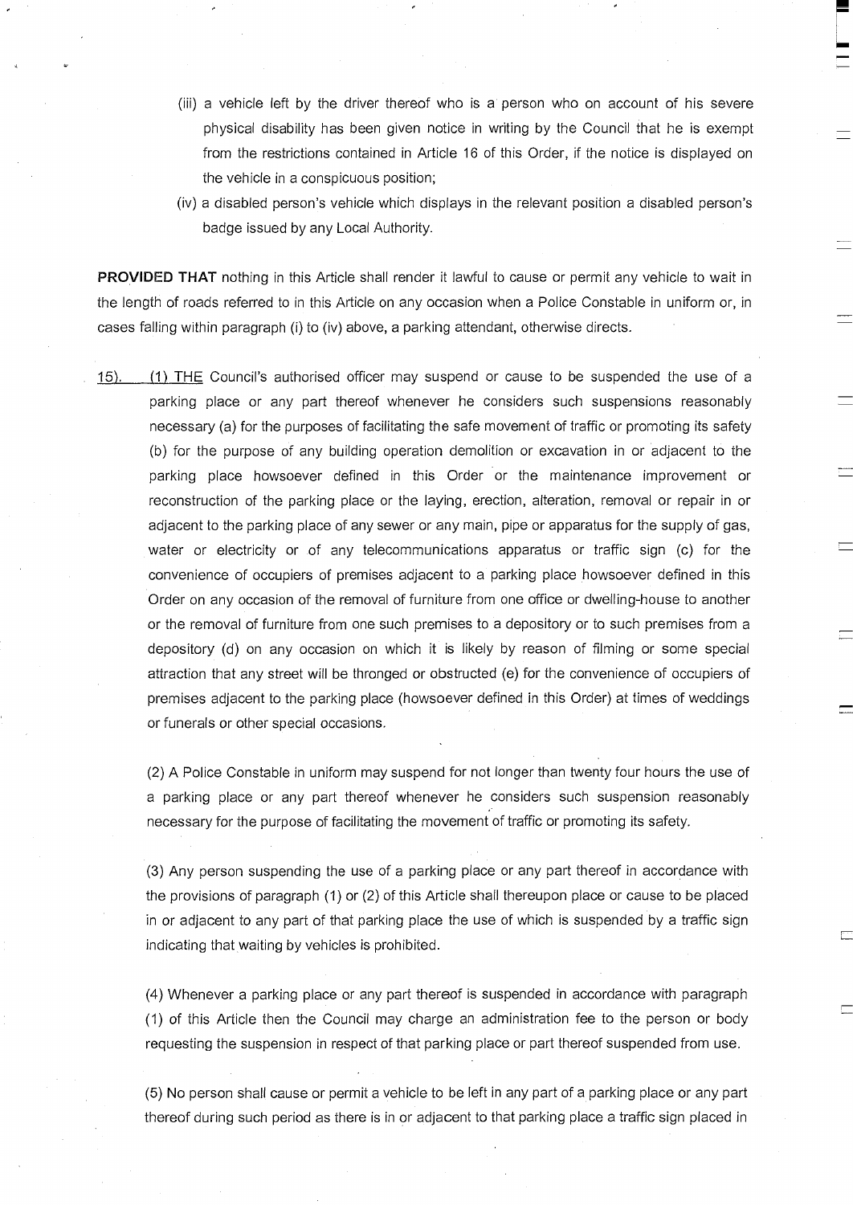(iii) a vehicle left by the driver thereof who is a person who on account of his severe physical disability has been given notice in writing by the Council that he is exempt from the restrictions contained in Article 16 of this Order, if the notice is displayed on the vehicle in a conspicuous position;

(iv) a disabled person's vehicle which displays in the relevant position a disabled person's badge issued by any Local Authority.

**PROVIDED THAT** nothing in this Article shall render it lawful to cause or permit any vehicle to wait in the length of roads referred to in this Article on any occasion when a Police Constable in uniform or, in cases falling within paragraph (i) to (iv) above, a parking attendant, otherwise directs.

15). (1) THE Council's authorised officer may suspend or cause to be suspended the use of a parking place or any part thereof whenever he considers such suspensions reasonably necessary (a) for the purposes of facilitating the safe movement of traffic or promoting its safety (b) for the purpose of any building operation demolition or excavation in or adjacent to the parking place howsoever defined in this Order or the maintenance improvement or reconstruction of the parking place or the laying, erection, alteration, removal or repair in or adjacent to the parking place of any sewer or any main, pipe or apparatus for the supply of gas, water or electricity or of any telecommunications apparatus or traffic sign (c) for the convenience of occupiers of premises adjacent to a parking place howsoever defined in this Order on any occasion of the removal of furniture from one office or dwelling-house to another or the removal of furniture from one such premises to a depository or to such premises from a depository (d) on any occasion on which it is likely by reason of filming or some special attraction that any street will be thronged or obstructed (e) for the convenience of occupiers of premises adjacent to the parking place (howsoever defined in this Order) at times of weddings or funerals or other special occasions.

(2) A Police Constable in uniform may suspend for not longer than twenty four hours the use of a parking place or any part thereof whenever he considers such suspension reasonably necessary for the purpose of facilitating the movement of traffic or promoting its safety.

(3) Any person suspending the use of a parking place or any part thereof in accordance with the provisions of paragraph (1) or (2) of this Article shall thereupon place or cause to be placed in or adjacent to any part of that parking place the use of which is suspended by a traffic sign indicating that waiting by vehicles is prohibited.

(4) Whenever a parking place or any part thereof is suspended in accordance with paragraph (1) of this Article then the Council may charge an administration fee to the person or body requesting the suspension in respect of that parking place or part thereof suspended from use.

(5) No person shall cause or permit a vehicle to be left in any part of a parking place or any part thereof during such period as there is in or adjacent to that parking place a traffic sign placed in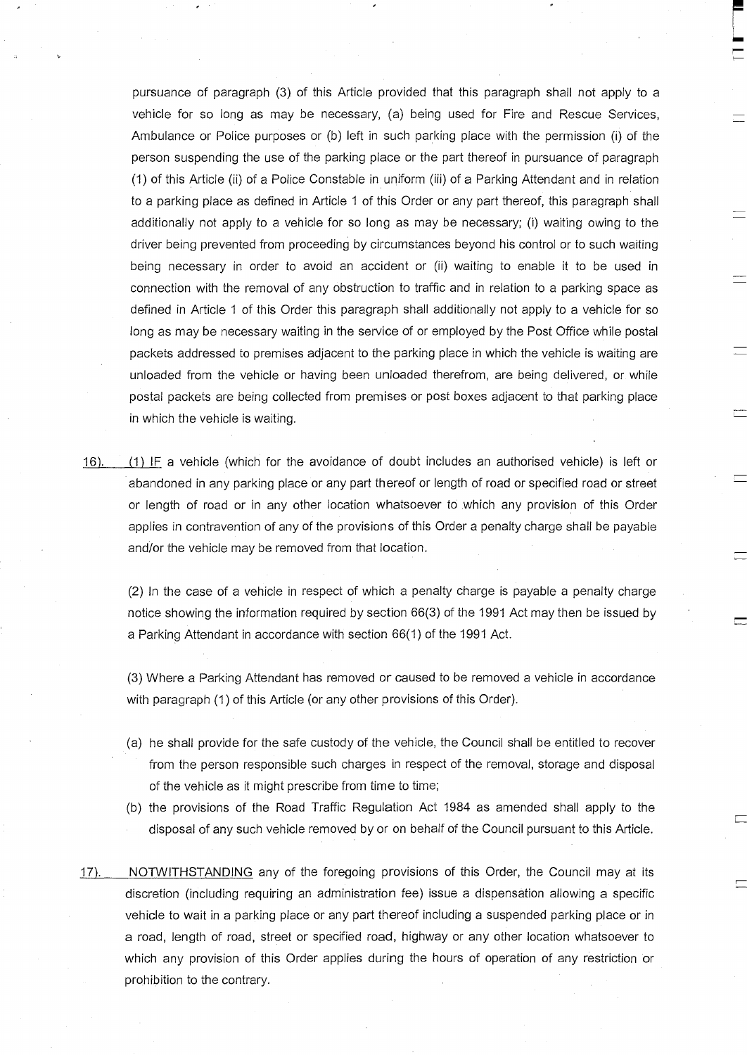pursuance of paragraph (3) of this Article provided that this paragraph shall not apply to a vehicle for so long as may be necessary, (a) being used for Fire and Rescue Services, Ambulance or Police purposes or (b) left in such parking place with the permission (i) of the person suspending the use of the parking place or the part thereof in pursuance of paragraph (1) of this Article (ii) of a Police Constable in uniform (iii) of a Parking Attendant and in relation to a parking place as defined in Article 1 of this Order or any part thereof, this paragraph shall additionally not apply to a vehicle for so long as may be necessary; (i) waiting owing to the driver being prevented from proceeding by circumstances beyond his control or to such waiting being necessary in order to avoid an accident or (ii) waiting to enable it to be used in connection with the removal of any obstruction to traffic and in relation to a parking space as defined in Article 1 of this Order this paragraph shall additionally not apply to a vehicle for so long as may be necessary waiting in the service of or employed by the Post Office while postal packets addressed to premises adjacent to the parking place in which the vehicle is waiting are unloaded from the vehicle or having been unloaded therefrom, are being delivered, or while postal packets are being collected from premises or post boxes adjacent to that parking place in which the vehicle is waiting.

16). (1) IF a vehicle (which for the avoidance of doubt includes an authorised vehicle) is left or abandoned in any parking place or any part thereof or length of road or specified road or street or length of road or in any other location whatsoever to which any provision of this Order applies in contravention of any of the provisions of this Order a penalty charge shall be payable and/or the vehicle may be removed from that location.

(2) In the case of a vehicle in respect of which a penalty charge is payable a penalty charge notice showing the information required by section 66(3) of the 1991 Act may then be issued by a Parking Attendant in accordance with section 66(1) of the 1991 Act.

(3) Where a Parking Attendant has removed or caused to be removed a vehicle in accordance with paragraph (1) of this Article (or any other provisions of this Order).

(a) he shall provide for the safe custody of the vehicle, the Council shall be entitled to recover from the person responsible such charges in respect of the removal, storage and disposal of the vehicle as it might prescribe from time to time;

(b) the provisions of the Road Traffic Regulation Act 1984 as amended shall apply to the disposal of any such vehicle removed by or on behalf of the Council pursuant to this Article.

17). NOTWITHSTANDING any of the foregoing provisions of this Order, the Council may at its discretion (including requiring an administration fee) issue a dispensation allowing a specific vehicle to wait in a parking place or any part thereof including a suspended parking place or in a road, length of road, street or specified road, highway or any other location whatsoever to which any provision of this Order applies during the hours of operation of any restriction or prohibition to the contrary.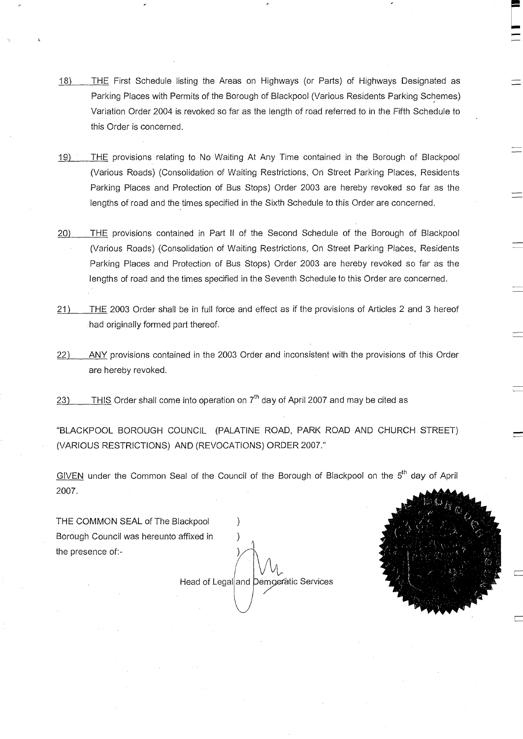18) THE First Schedule listing the Areas on Highways (or Parts) of Highways Designated as Parking Places with Permits of the Borough of Blackpool (Various Residents Parking Schemes) Variation Order 2004 is revoked so far as the length of road referred to in the Fifth Schedule to this Order is concerned.

19) THE provisions relating to No Waiting At Any Time contained in the Borough of Blackpool (Various Roads) (Consolidation of Waiting Restrictions, On Street Parking Places, Residents Parking Places and Protection of Bus Stops) Order 2003 are hereby revoked so far as the lengths of road and the times specified in the Sixth Schedule to this Order are concerned.

20) THE provisions contained in Part II of the Second Schedule of the Borough of Blackpool (Various Roads) (Consolidation of Waiting Restrictions, On Street Parking Places, Residents Parking Places and Protection of Bus Stops) Order 2003 are hereby revoked so far as the lengths of road and the times specified in the Seventh Schedule to this Order are concerned.

21) THE 2003 Order shall be in full force and effect as if the provisions of Articles 2 and 3 hereof had originally formed part thereof.

22) ANY provisions contained in the 2003 Order and inconsistent with the provisions of this Order are hereby revoked.

23) THIS Order shall come into operation on 7th day of April 2007 and may be cited as

"BLACKPOOL BOROUGH COUNCIL (PALATINE ROAD, PARK ROAD AND CHURCH STREET) (VARIOUS RESTRICTIONS) AND (REVOCATIONS) ORDER 2007."

GIVEN under the Common Seal of the Council of the Borough of Blackpool on the 5th day of April 2007.

THE COMMON SEAL of The Blackpool )
Borough Council was hereunto affixed in )
the presence of:- )

Head of Legal and Democratic Services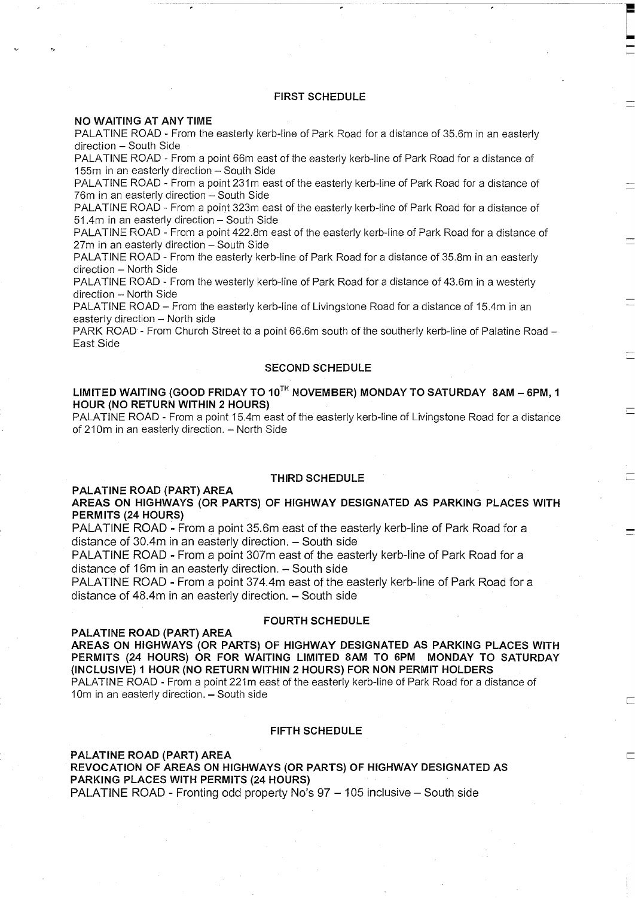## FIRST SCHEDULE

**NO WAITING AT ANY TIME**

PALATINE ROAD - From the easterly kerb-line of Park Road for a distance of 35.6m in an easterly direction – South Side

PALATINE ROAD - From a point 66m east of the easterly kerb-line of Park Road for a distance of 155m in an easterly direction – South Side

PALATINE ROAD - From a point 231m east of the easterly kerb-line of Park Road for a distance of 76m in an easterly direction – South Side

PALATINE ROAD - From a point 323m east of the easterly kerb-line of Park Road for a distance of 51.4m in an easterly direction – South Side

PALATINE ROAD - From a point 422.8m east of the easterly kerb-line of Park Road for a distance of 27m in an easterly direction – South Side

PALATINE ROAD - From the easterly kerb-line of Park Road for a distance of 35.8m in an easterly direction – North Side

PALATINE ROAD - From the westerly kerb-line of Park Road for a distance of 43.6m in a westerly direction – North Side

PALATINE ROAD – From the easterly kerb-line of Livingstone Road for a distance of 15.4m in an easterly direction – North side

PARK ROAD - From Church Street to a point 66.6m south of the southerly kerb-line of Palatine Road – East Side

## SECOND SCHEDULE

**LIMITED WAITING (GOOD FRIDAY TO 10TH NOVEMBER) MONDAY TO SATURDAY 8AM – 6PM, 1 HOUR (NO RETURN WITHIN 2 HOURS)**

PALATINE ROAD - From a point 15.4m east of the easterly kerb-line of Livingstone Road for a distance of 210m in an easterly direction. – North Side

## THIRD SCHEDULE

**PALATINE ROAD (PART) AREA**

**AREAS ON HIGHWAYS (OR PARTS) OF HIGHWAY DESIGNATED AS PARKING PLACES WITH PERMITS (24 HOURS)**

PALATINE ROAD - From a point 35.6m east of the easterly kerb-line of Park Road for a distance of 30.4m in an easterly direction. – South side

PALATINE ROAD - From a point 307m east of the easterly kerb-line of Park Road for a distance of 16m in an easterly direction. – South side

PALATINE ROAD - From a point 374.4m east of the easterly kerb-line of Park Road for a distance of 48.4m in an easterly direction. – South side

## FOURTH SCHEDULE

**PALATINE ROAD (PART) AREA**

**AREAS ON HIGHWAYS (OR PARTS) OF HIGHWAY DESIGNATED AS PARKING PLACES WITH PERMITS (24 HOURS) OR FOR WAITING LIMITED 8AM TO 6PM MONDAY TO SATURDAY (INCLUSIVE) 1 HOUR (NO RETURN WITHIN 2 HOURS) FOR NON PERMIT HOLDERS**

PALATINE ROAD - From a point 221m east of the easterly kerb-line of Park Road for a distance of 10m in an easterly direction. – South side

## FIFTH SCHEDULE

**PALATINE ROAD (PART) AREA**

**REVOCATION OF AREAS ON HIGHWAYS (OR PARTS) OF HIGHWAY DESIGNATED AS PARKING PLACES WITH PERMITS (24 HOURS)**

PALATINE ROAD - Fronting odd property No's 97 – 105 inclusive – South side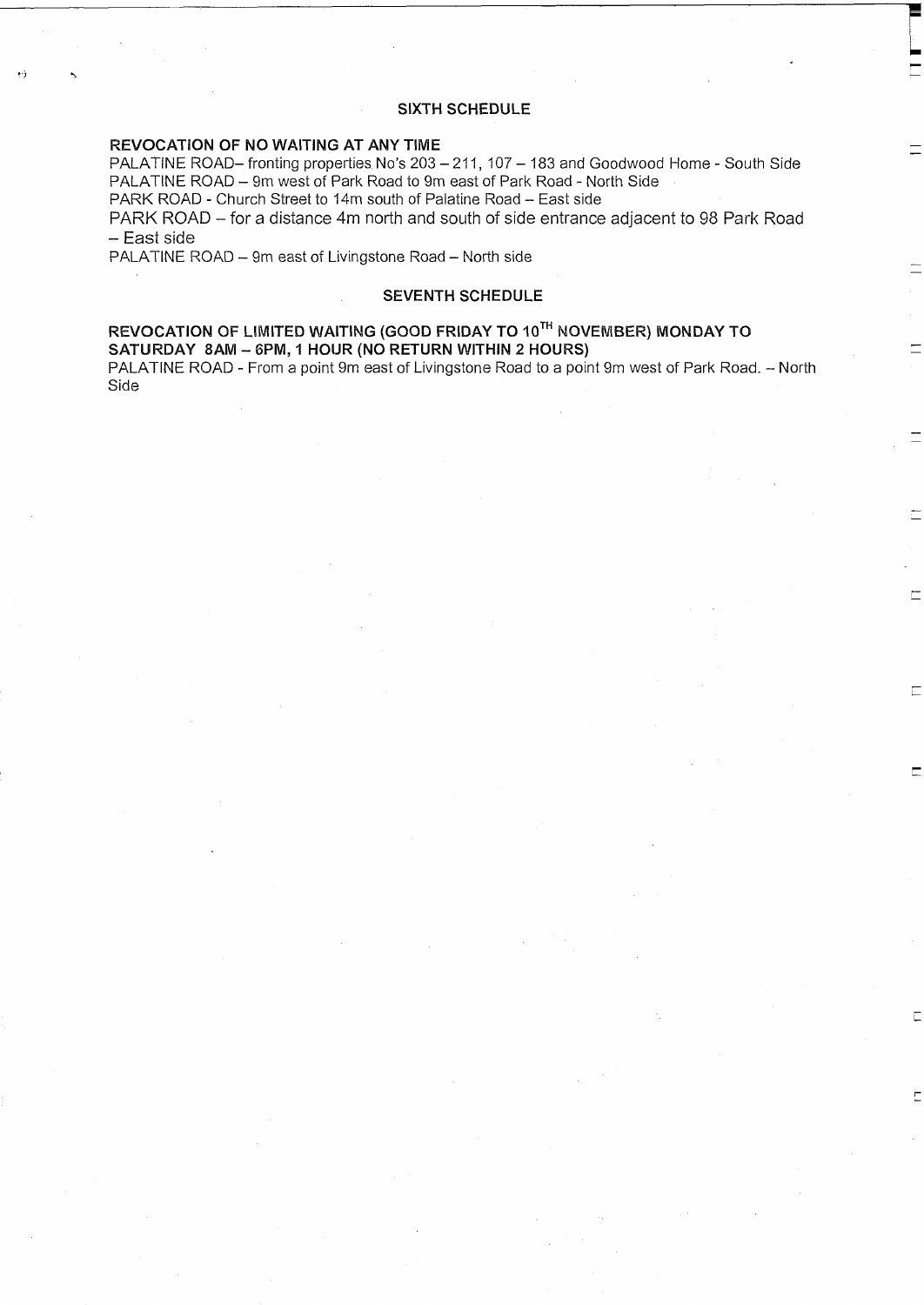## SIXTH SCHEDULE

**REVOCATION OF NO WAITING AT ANY TIME**

PALATINE ROAD– fronting properties No's 203 – 211, 107 – 183 and Goodwood Home - South Side
PALATINE ROAD – 9m west of Park Road to 9m east of Park Road - North Side
PARK ROAD - Church Street to 14m south of Palatine Road – East side
PARK ROAD – for a distance 4m north and south of side entrance adjacent to 98 Park Road – East side
PALATINE ROAD – 9m east of Livingstone Road – North side

## SEVENTH SCHEDULE

**REVOCATION OF LIMITED WAITING (GOOD FRIDAY TO 10TH NOVEMBER) MONDAY TO SATURDAY 8AM – 6PM, 1 HOUR (NO RETURN WITHIN 2 HOURS)**

PALATINE ROAD - From a point 9m east of Livingstone Road to a point 9m west of Park Road. – North Side